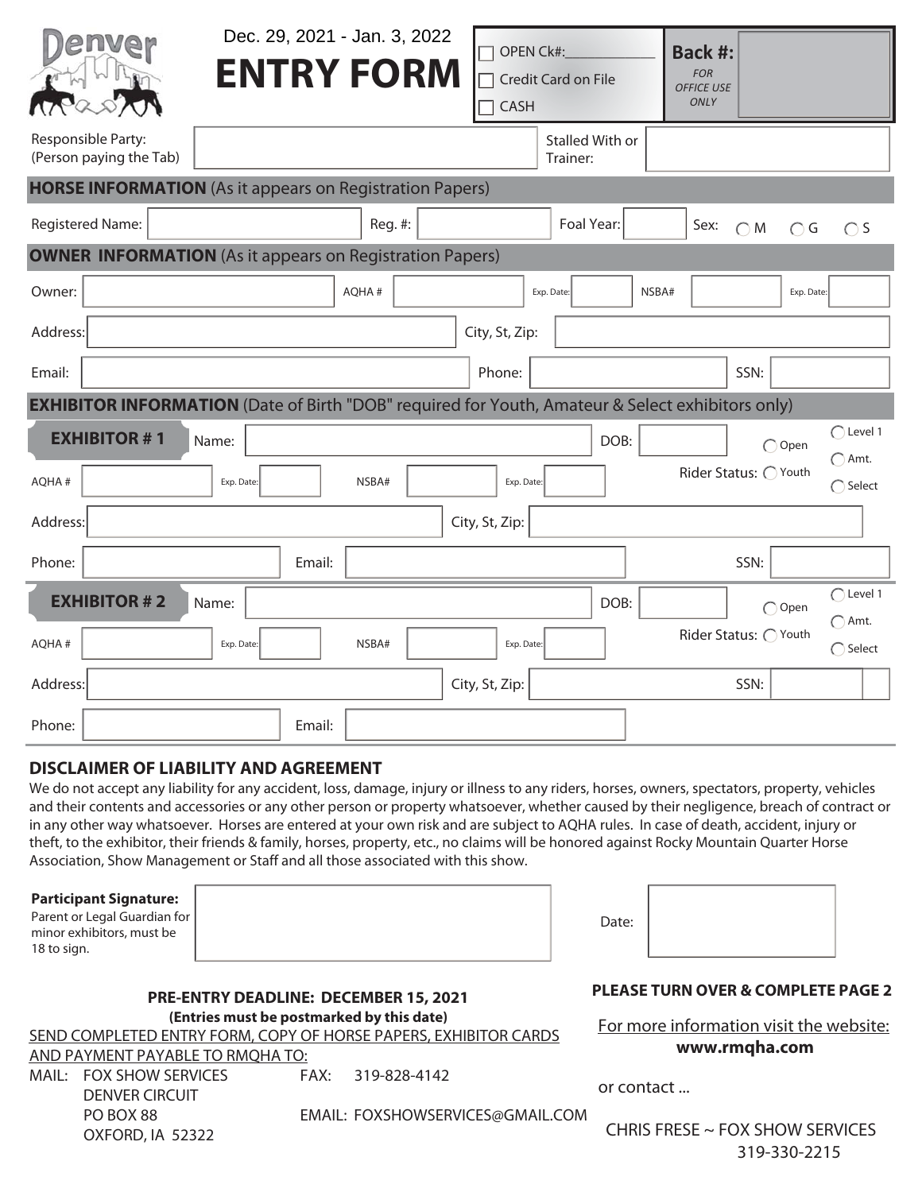Denver

Dec. 29, 2021 - Jan. 3, 2022

# ENTRY FORM

☐ OPEN Ck#:\_\_\_\_\_\_\_\_\_\_
☐ Credit Card on File
☐ CASH

**Back #:** *FOR OFFICE USE ONLY*

Responsible Party: (Person paying the Tab) \_\_\_\_\_\_\_\_\_\_ Stalled With or Trainer: \_\_\_\_\_\_\_\_\_\_

## HORSE INFORMATION (As it appears on Registration Papers)

Registered Name: \_\_\_\_\_\_\_\_\_\_ Reg. #: \_\_\_\_\_\_\_\_\_\_ Foal Year: \_\_\_\_\_ Sex: ◯ M ◯ G ◯ S

## OWNER INFORMATION (As it appears on Registration Papers)

Owner: \_\_\_\_\_\_\_\_\_\_ AQHA # \_\_\_\_\_\_\_\_\_\_ Exp. Date: \_\_\_\_\_ NSBA# \_\_\_\_\_\_\_\_\_\_ Exp. Date: \_\_\_\_\_

Address: \_\_\_\_\_\_\_\_\_\_ City, St, Zip: \_\_\_\_\_\_\_\_\_\_

Email: \_\_\_\_\_\_\_\_\_\_ Phone: \_\_\_\_\_\_\_\_\_\_ SSN: \_\_\_\_\_\_\_\_\_\_

## EXHIBITOR INFORMATION (Date of Birth "DOB" required for Youth, Amateur & Select exhibitors only)

**EXHIBITOR # 1** Name: \_\_\_\_\_\_\_\_\_\_ DOB: \_\_\_\_\_\_\_\_\_\_

Rider Status: ◯ Open ◯ Youth ◯ Level 1 ◯ Amt. ◯ Select

AQHA # \_\_\_\_\_\_\_\_\_\_ Exp. Date: \_\_\_\_\_ NSBA# \_\_\_\_\_\_\_\_\_\_ Exp. Date: \_\_\_\_\_

Address: \_\_\_\_\_\_\_\_\_\_ City, St, Zip: \_\_\_\_\_\_\_\_\_\_

Phone: \_\_\_\_\_\_\_\_\_\_ Email: \_\_\_\_\_\_\_\_\_\_ SSN: \_\_\_\_\_\_\_\_\_\_

**EXHIBITOR # 2** Name: \_\_\_\_\_\_\_\_\_\_ DOB: \_\_\_\_\_\_\_\_\_\_

Rider Status: ◯ Open ◯ Youth ◯ Level 1 ◯ Amt. ◯ Select

AQHA # \_\_\_\_\_\_\_\_\_\_ Exp. Date: \_\_\_\_\_ NSBA# \_\_\_\_\_\_\_\_\_\_ Exp. Date: \_\_\_\_\_

Address: \_\_\_\_\_\_\_\_\_\_ City, St, Zip: \_\_\_\_\_\_\_\_\_\_ SSN: \_\_\_\_\_\_\_\_\_\_

Phone: \_\_\_\_\_\_\_\_\_\_ Email: \_\_\_\_\_\_\_\_\_\_

## DISCLAIMER OF LIABILITY AND AGREEMENT

We do not accept any liability for any accident, loss, damage, injury or illness to any riders, horses, owners, spectators, property, vehicles and their contents and accessories or any other person or property whatsoever, whether caused by their negligence, breach of contract or in any other way whatsoever. Horses are entered at your own risk and are subject to AQHA rules. In case of death, accident, injury or theft, to the exhibitor, their friends & family, horses, property, etc., no claims will be honored against Rocky Mountain Quarter Horse Association, Show Management or Staff and all those associated with this show.

**Participant Signature:** Parent or Legal Guardian for minor exhibitors, must be 18 to sign. \_\_\_\_\_\_\_\_\_\_ Date: \_\_\_\_\_\_\_\_\_\_

**PRE-ENTRY DEADLINE: DECEMBER 15, 2021**
**(Entries must be postmarked by this date)**

SEND COMPLETED ENTRY FORM, COPY OF HORSE PAPERS, EXHIBITOR CARDS AND PAYMENT PAYABLE TO RMQHA TO:

MAIL: FOX SHOW SERVICES
DENVER CIRCUIT
PO BOX 88
OXFORD, IA 52322

FAX: 319-828-4142

EMAIL: FOXSHOWSERVICES@GMAIL.COM

**PLEASE TURN OVER & COMPLETE PAGE 2**

For more information visit the website:
**www.rmqha.com**

or contact ...

CHRIS FRESE ~ FOX SHOW SERVICES
319-330-2215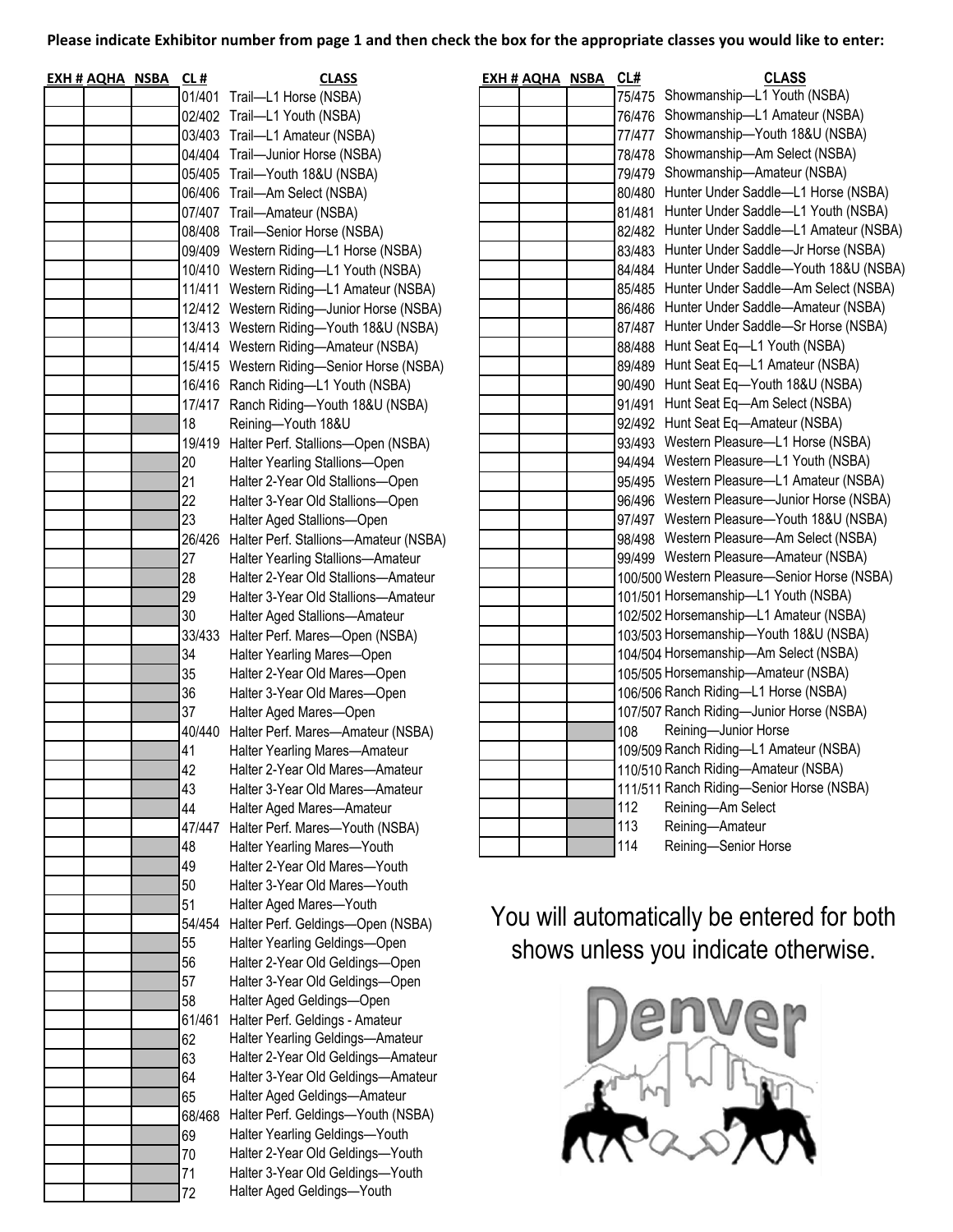**Please indicate Exhibitor number from page 1 and then check the box for the appropriate classes you would like to enter:**

| EXH # | AQHA | NBSA | CL # | CLASS |
|---|---|---|---|---|
| | | | 01/401 | Trail—L1 Horse (NSBA) |
| | | | 02/402 | Trail—L1 Youth (NSBA) |
| | | | 03/403 | Trail—L1 Amateur (NSBA) |
| | | | 04/404 | Trail—Junior Horse (NSBA) |
| | | | 05/405 | Trail—Youth 18&U (NSBA) |
| | | | 06/406 | Trail—Am Select (NSBA) |
| | | | 07/407 | Trail—Amateur (NSBA) |
| | | | 08/408 | Trail—Senior Horse (NSBA) |
| | | | 09/409 | Western Riding—L1 Horse (NSBA) |
| | | | 10/410 | Western Riding—L1 Youth (NSBA) |
| | | | 11/411 | Western Riding—L1 Amateur (NSBA) |
| | | | 12/412 | Western Riding—Junior Horse (NSBA) |
| | | | 13/413 | Western Riding—Youth 18&U (NSBA) |
| | | | 14/414 | Western Riding—Amateur (NSBA) |
| | | | 15/415 | Western Riding—Senior Horse (NSBA) |
| | | | 16/416 | Ranch Riding—L1 Youth (NSBA) |
| | | | 17/417 | Ranch Riding—Youth 18&U (NSBA) |
| | | | 18 | Reining—Youth 18&U |
| | | | 19/419 | Halter Perf. Stallions—Open (NSBA) |
| | | | 20 | Halter Yearling Stallions—Open |
| | | | 21 | Halter 2-Year Old Stallions—Open |
| | | | 22 | Halter 3-Year Old Stallions—Open |
| | | | 23 | Halter Aged Stallions—Open |
| | | | 26/426 | Halter Perf. Stallions—Amateur (NSBA) |
| | | | 27 | Halter Yearling Stallions—Amateur |
| | | | 28 | Halter 2-Year Old Stallions—Amateur |
| | | | 29 | Halter 3-Year Old Stallions—Amateur |
| | | | 30 | Halter Aged Stallions—Amateur |
| | | | 33/433 | Halter Perf. Mares—Open (NSBA) |
| | | | 34 | Halter Yearling Mares—Open |
| | | | 35 | Halter 2-Year Old Mares—Open |
| | | | 36 | Halter 3-Year Old Mares—Open |
| | | | 37 | Halter Aged Mares—Open |
| | | | 40/440 | Halter Perf. Mares—Amateur (NSBA) |
| | | | 41 | Halter Yearling Mares—Amateur |
| | | | 42 | Halter 2-Year Old Mares—Amateur |
| | | | 43 | Halter 3-Year Old Mares—Amateur |
| | | | 44 | Halter Aged Mares—Amateur |
| | | | 47/447 | Halter Perf. Mares—Youth (NSBA) |
| | | | 48 | Halter Yearling Mares—Youth |
| | | | 49 | Halter 2-Year Old Mares—Youth |
| | | | 50 | Halter 3-Year Old Mares—Youth |
| | | | 51 | Halter Aged Mares—Youth |
| | | | 54/454 | Halter Perf. Geldings—Open (NSBA) |
| | | | 55 | Halter Yearling Geldings—Open |
| | | | 56 | Halter 2-Year Old Geldings—Open |
| | | | 57 | Halter 3-Year Old Geldings—Open |
| | | | 58 | Halter Aged Geldings—Open |
| | | | 61/461 | Halter Perf. Geldings - Amateur |
| | | | 62 | Halter Yearling Geldings—Amateur |
| | | | 63 | Halter 2-Year Old Geldings—Amateur |
| | | | 64 | Halter 3-Year Old Geldings—Amateur |
| | | | 65 | Halter Aged Geldings—Amateur |
| | | | 68/468 | Halter Perf. Geldings—Youth (NSBA) |
| | | | 69 | Halter Yearling Geldings—Youth |
| | | | 70 | Halter 2-Year Old Geldings—Youth |
| | | | 71 | Halter 3-Year Old Geldings—Youth |
| | | | 72 | Halter Aged Geldings—Youth |

| EXH # | AQHA | NSBA | CL# | CLASS |
|---|---|---|---|---|
| | | | 75/475 | Showmanship—L1 Youth (NSBA) |
| | | | 76/476 | Showmanship—L1 Amateur (NSBA) |
| | | | 77/477 | Showmanship—Youth 18&U (NSBA) |
| | | | 78/478 | Showmanship—Am Select (NSBA) |
| | | | 79/479 | Showmanship—Amateur (NSBA) |
| | | | 80/480 | Hunter Under Saddle—L1 Horse (NSBA) |
| | | | 81/481 | Hunter Under Saddle—L1 Youth (NSBA) |
| | | | 82/482 | Hunter Under Saddle—L1 Amateur (NSBA) |
| | | | 83/483 | Hunter Under Saddle—Jr Horse (NSBA) |
| | | | 84/484 | Hunter Under Saddle—Youth 18&U (NSBA) |
| | | | 85/485 | Hunter Under Saddle—Am Select (NSBA) |
| | | | 86/486 | Hunter Under Saddle—Amateur (NSBA) |
| | | | 87/487 | Hunter Under Saddle—Sr Horse (NSBA) |
| | | | 88/488 | Hunt Seat Eq—L1 Youth (NSBA) |
| | | | 89/489 | Hunt Seat Eq—L1 Amateur (NSBA) |
| | | | 90/490 | Hunt Seat Eq—Youth 18&U (NSBA) |
| | | | 91/491 | Hunt Seat Eq—Am Select (NSBA) |
| | | | 92/492 | Hunt Seat Eq—Amateur (NSBA) |
| | | | 93/493 | Western Pleasure—L1 Horse (NSBA) |
| | | | 94/494 | Western Pleasure—L1 Youth (NSBA) |
| | | | 95/495 | Western Pleasure—L1 Amateur (NSBA) |
| | | | 96/496 | Western Pleasure—Junior Horse (NSBA) |
| | | | 97/497 | Western Pleasure—Youth 18&U (NSBA) |
| | | | 98/498 | Western Pleasure—Am Select (NSBA) |
| | | | 99/499 | Western Pleasure—Amateur (NSBA) |
| | | | 100/500 | Western Pleasure—Senior Horse (NSBA) |
| | | | 101/501 | Horsemanship—L1 Youth (NSBA) |
| | | | 102/502 | Horsemanship—L1 Amateur (NSBA) |
| | | | 103/503 | Horsemanship—Youth 18&U (NSBA) |
| | | | 104/504 | Horsemanship—Am Select (NSBA) |
| | | | 105/505 | Horsemanship—Amateur (NSBA) |
| | | | 106/506 | Ranch Riding—L1 Horse (NSBA) |
| | | | 107/507 | Ranch Riding—Junior Horse (NSBA) |
| | | | 108 | Reining—Junior Horse |
| | | | 109/509 | Ranch Riding—L1 Amateur (NSBA) |
| | | | 110/510 | Ranch Riding—Amateur (NSBA) |
| | | | 111/511 | Ranch Riding—Senior Horse (NSBA) |
| | | | 112 | Reining—Am Select |
| | | | 113 | Reining—Amateur |
| | | | 114 | Reining—Senior Horse |

You will automatically be entered for both shows unless you indicate otherwise.

Denver